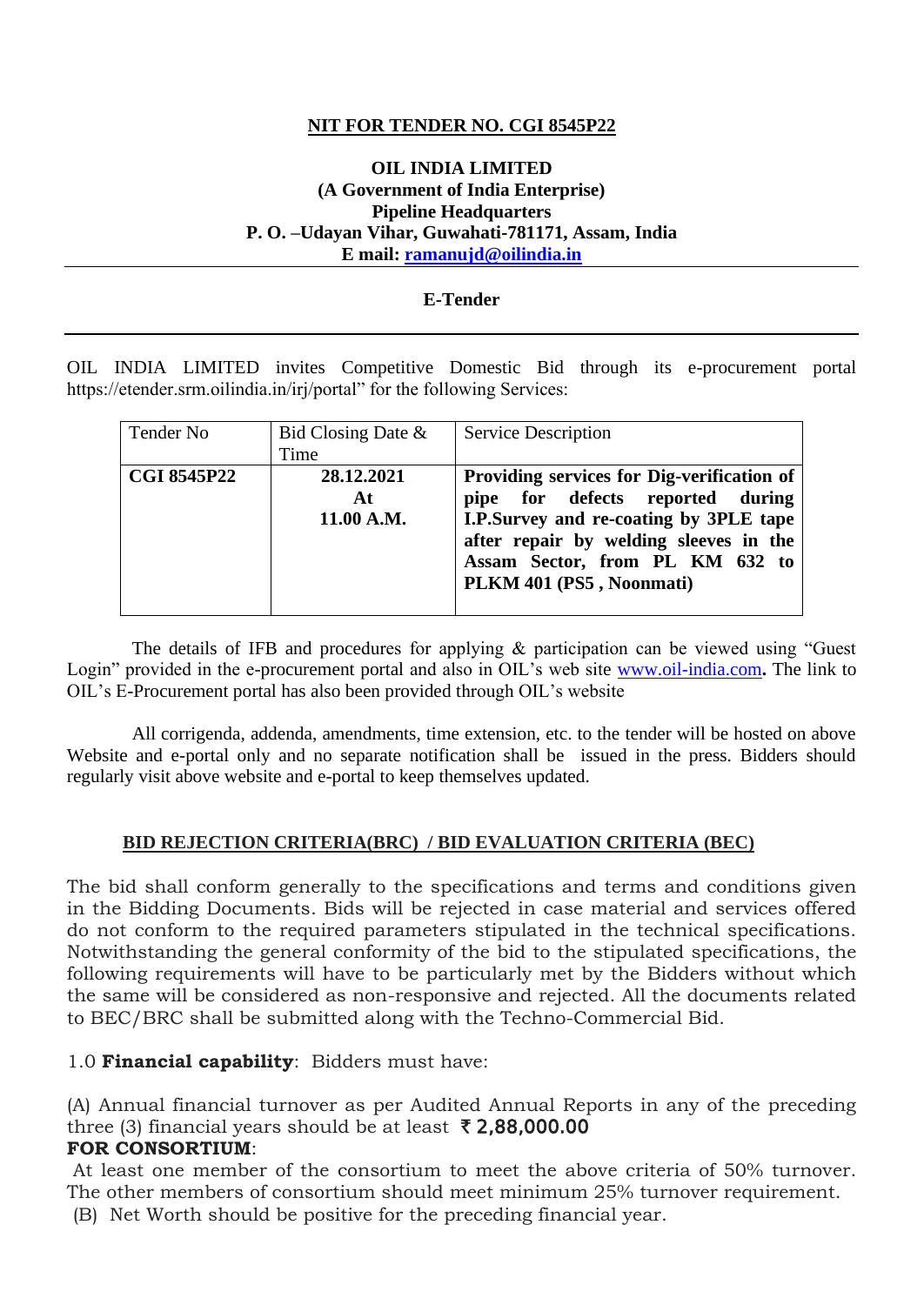**NIT FOR TENDER NO. CGI 8545P22**

**OIL INDIA LIMITED**
**(A Government of India Enterprise)**
**Pipeline Headquarters**
**P. O. –Udayan Vihar, Guwahati-781171, Assam, India**
**E mail: ramanujd@oilindia.in**

---

**E-Tender**

---

OIL INDIA LIMITED invites Competitive Domestic Bid through its e-procurement portal https://etender.srm.oilindia.in/irj/portal" for the following Services:

| Tender No | Bid Closing Date & Time | Service Description |
|---|---|---|
| **CGI 8545P22** | **28.12.2021 At 11.00 A.M.** | **Providing services for Dig-verification of pipe for defects reported during I.P.Survey and re-coating by 3PLE tape after repair by welding sleeves in the Assam Sector, from PL KM 632 to PLKM 401 (PS5 , Noonmati)** |

The details of IFB and procedures for applying & participation can be viewed using "Guest Login" provided in the e-procurement portal and also in OIL's web site www.oil-india.com**.** The link to OIL's E-Procurement portal has also been provided through OIL's website

All corrigenda, addenda, amendments, time extension, etc. to the tender will be hosted on above Website and e-portal only and no separate notification shall be issued in the press. Bidders should regularly visit above website and e-portal to keep themselves updated.

**BID REJECTION CRITERIA(BRC) / BID EVALUATION CRITERIA (BEC)**

The bid shall conform generally to the specifications and terms and conditions given in the Bidding Documents. Bids will be rejected in case material and services offered do not conform to the required parameters stipulated in the technical specifications. Notwithstanding the general conformity of the bid to the stipulated specifications, the following requirements will have to be particularly met by the Bidders without which the same will be considered as non-responsive and rejected. All the documents related to BEC/BRC shall be submitted along with the Techno-Commercial Bid.

1.0 **Financial capability**: Bidders must have:

(A) Annual financial turnover as per Audited Annual Reports in any of the preceding three (3) financial years should be at least **₹ 2,88,000.00**

**FOR CONSORTIUM**:

At least one member of the consortium to meet the above criteria of 50% turnover. The other members of consortium should meet minimum 25% turnover requirement.

(B) Net Worth should be positive for the preceding financial year.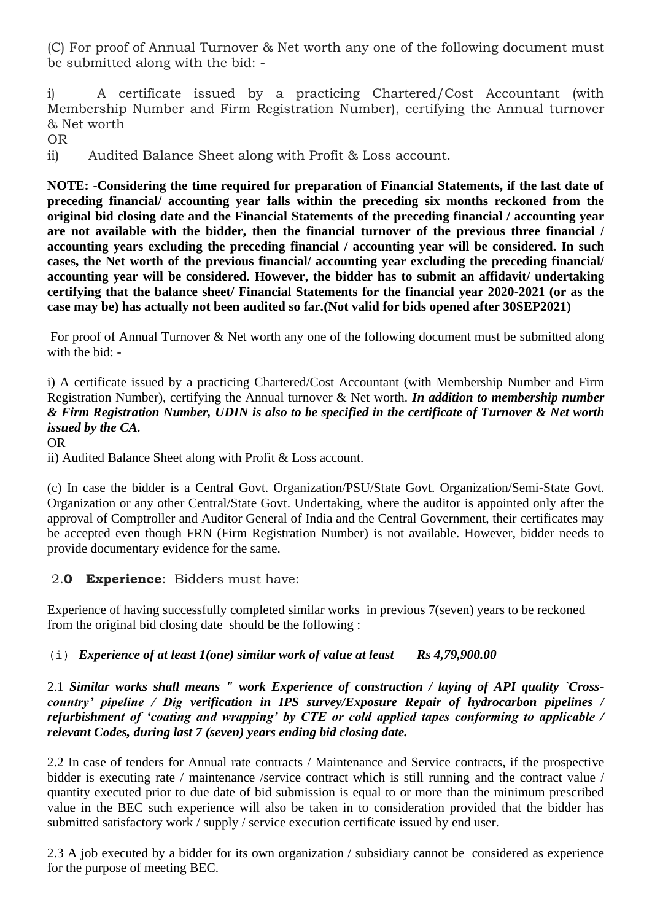(C) For proof of Annual Turnover & Net worth any one of the following document must be submitted along with the bid: -

i) A certificate issued by a practicing Chartered/Cost Accountant (with Membership Number and Firm Registration Number), certifying the Annual turnover & Net worth

OR

ii) Audited Balance Sheet along with Profit & Loss account.

**NOTE: -Considering the time required for preparation of Financial Statements, if the last date of preceding financial/ accounting year falls within the preceding six months reckoned from the original bid closing date and the Financial Statements of the preceding financial / accounting year are not available with the bidder, then the financial turnover of the previous three financial / accounting years excluding the preceding financial / accounting year will be considered. In such cases, the Net worth of the previous financial/ accounting year excluding the preceding financial/ accounting year will be considered. However, the bidder has to submit an affidavit/ undertaking certifying that the balance sheet/ Financial Statements for the financial year 2020-2021 (or as the case may be) has actually not been audited so far.(Not valid for bids opened after 30SEP2021)**

For proof of Annual Turnover & Net worth any one of the following document must be submitted along with the bid: -

i) A certificate issued by a practicing Chartered/Cost Accountant (with Membership Number and Firm Registration Number), certifying the Annual turnover & Net worth. ***In addition to membership number & Firm Registration Number, UDIN is also to be specified in the certificate of Turnover & Net worth issued by the CA.***

OR

ii) Audited Balance Sheet along with Profit & Loss account.

(c) In case the bidder is a Central Govt. Organization/PSU/State Govt. Organization/Semi-State Govt. Organization or any other Central/State Govt. Undertaking, where the auditor is appointed only after the approval of Comptroller and Auditor General of India and the Central Government, their certificates may be accepted even though FRN (Firm Registration Number) is not available. However, bidder needs to provide documentary evidence for the same.

## 2.0 **Experience**: Bidders must have:

Experience of having successfully completed similar works in previous 7(seven) years to be reckoned from the original bid closing date should be the following :

(i) ***Experience of at least 1(one) similar work of value at least Rs 4,79,900.00***

2.1 ***Similar works shall means " work Experience of construction / laying of API quality `Cross-country' pipeline / Dig verification in IPS survey/Exposure Repair of hydrocarbon pipelines / refurbishment of 'coating and wrapping' by CTE or cold applied tapes conforming to applicable / relevant Codes, during last 7 (seven) years ending bid closing date.***

2.2 In case of tenders for Annual rate contracts / Maintenance and Service contracts, if the prospective bidder is executing rate / maintenance /service contract which is still running and the contract value / quantity executed prior to due date of bid submission is equal to or more than the minimum prescribed value in the BEC such experience will also be taken in to consideration provided that the bidder has submitted satisfactory work / supply / service execution certificate issued by end user.

2.3 A job executed by a bidder for its own organization / subsidiary cannot be considered as experience for the purpose of meeting BEC.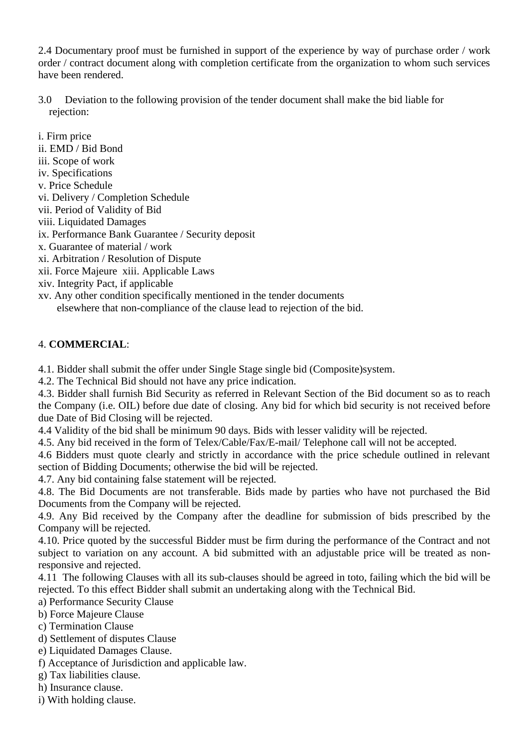2.4 Documentary proof must be furnished in support of the experience by way of purchase order / work order / contract document along with completion certificate from the organization to whom such services have been rendered.

3.0 Deviation to the following provision of the tender document shall make the bid liable for rejection:

i. Firm price
ii. EMD / Bid Bond
iii. Scope of work
iv. Specifications
v. Price Schedule
vi. Delivery / Completion Schedule
vii. Period of Validity of Bid
viii. Liquidated Damages
ix. Performance Bank Guarantee / Security deposit
x. Guarantee of material / work
xi. Arbitration / Resolution of Dispute
xii. Force Majeure xiii. Applicable Laws
xiv. Integrity Pact, if applicable
xv. Any other condition specifically mentioned in the tender documents elsewhere that non-compliance of the clause lead to rejection of the bid.

4. **COMMERCIAL**:

4.1. Bidder shall submit the offer under Single Stage single bid (Composite)system.
4.2. The Technical Bid should not have any price indication.
4.3. Bidder shall furnish Bid Security as referred in Relevant Section of the Bid document so as to reach the Company (i.e. OIL) before due date of closing. Any bid for which bid security is not received before due Date of Bid Closing will be rejected.
4.4 Validity of the bid shall be minimum 90 days. Bids with lesser validity will be rejected.
4.5. Any bid received in the form of Telex/Cable/Fax/E-mail/ Telephone call will not be accepted.
4.6 Bidders must quote clearly and strictly in accordance with the price schedule outlined in relevant section of Bidding Documents; otherwise the bid will be rejected.
4.7. Any bid containing false statement will be rejected.
4.8. The Bid Documents are not transferable. Bids made by parties who have not purchased the Bid Documents from the Company will be rejected.
4.9. Any Bid received by the Company after the deadline for submission of bids prescribed by the Company will be rejected.
4.10. Price quoted by the successful Bidder must be firm during the performance of the Contract and not subject to variation on any account. A bid submitted with an adjustable price will be treated as non-responsive and rejected.
4.11 The following Clauses with all its sub-clauses should be agreed in toto, failing which the bid will be rejected. To this effect Bidder shall submit an undertaking along with the Technical Bid.
a) Performance Security Clause
b) Force Majeure Clause
c) Termination Clause
d) Settlement of disputes Clause
e) Liquidated Damages Clause.
f) Acceptance of Jurisdiction and applicable law.
g) Tax liabilities clause.
h) Insurance clause.
i) With holding clause.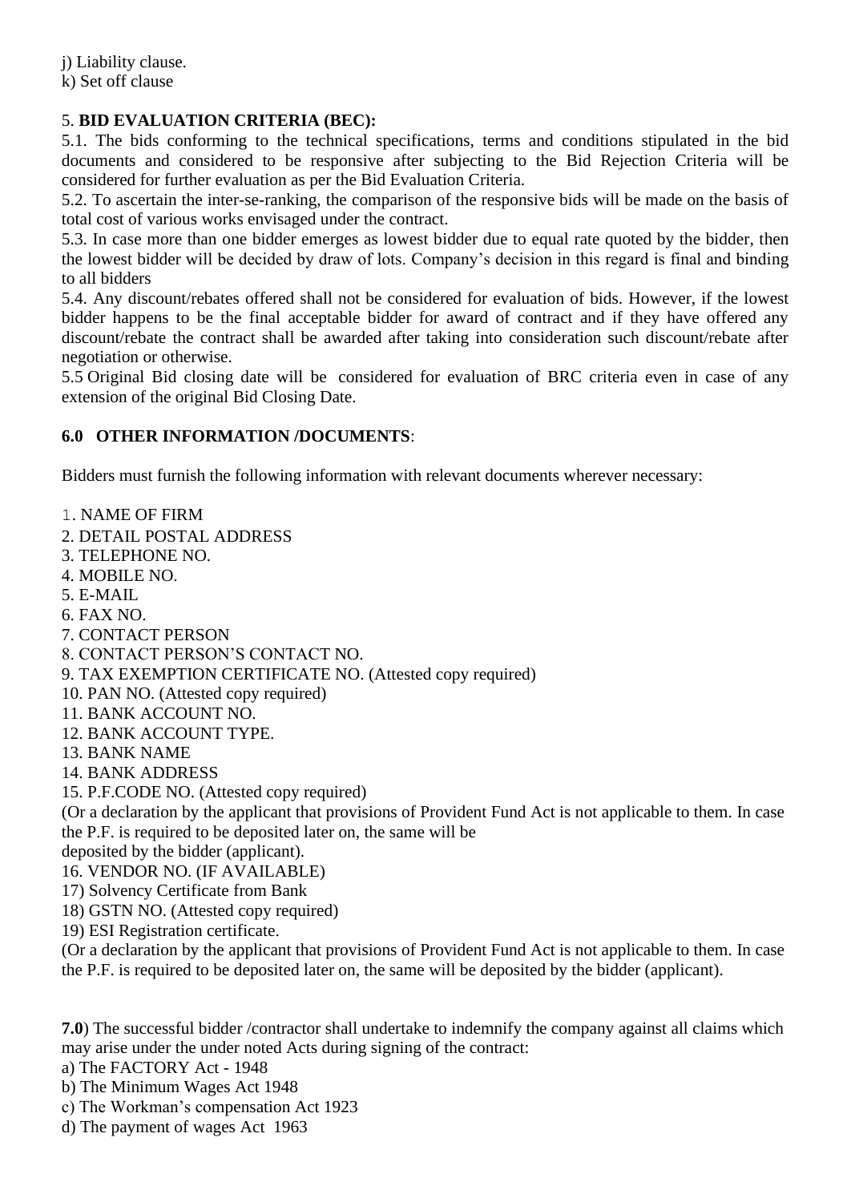j) Liability clause.
k) Set off clause

5. **BID EVALUATION CRITERIA (BEC):**

5.1. The bids conforming to the technical specifications, terms and conditions stipulated in the bid documents and considered to be responsive after subjecting to the Bid Rejection Criteria will be considered for further evaluation as per the Bid Evaluation Criteria.

5.2. To ascertain the inter-se-ranking, the comparison of the responsive bids will be made on the basis of total cost of various works envisaged under the contract.

5.3. In case more than one bidder emerges as lowest bidder due to equal rate quoted by the bidder, then the lowest bidder will be decided by draw of lots. Company's decision in this regard is final and binding to all bidders

5.4. Any discount/rebates offered shall not be considered for evaluation of bids. However, if the lowest bidder happens to be the final acceptable bidder for award of contract and if they have offered any discount/rebate the contract shall be awarded after taking into consideration such discount/rebate after negotiation or otherwise.

5.5 Original Bid closing date will be considered for evaluation of BRC criteria even in case of any extension of the original Bid Closing Date.

**6.0 OTHER INFORMATION /DOCUMENTS**:

Bidders must furnish the following information with relevant documents wherever necessary:

1. NAME OF FIRM
2. DETAIL POSTAL ADDRESS
3. TELEPHONE NO.
4. MOBILE NO.
5. E-MAIL
6. FAX NO.
7. CONTACT PERSON
8. CONTACT PERSON'S CONTACT NO.
9. TAX EXEMPTION CERTIFICATE NO. (Attested copy required)
10. PAN NO. (Attested copy required)
11. BANK ACCOUNT NO.
12. BANK ACCOUNT TYPE.
13. BANK NAME
14. BANK ADDRESS
15. P.F.CODE NO. (Attested copy required)
(Or a declaration by the applicant that provisions of Provident Fund Act is not applicable to them. In case the P.F. is required to be deposited later on, the same will be
deposited by the bidder (applicant).
16. VENDOR NO. (IF AVAILABLE)
17) Solvency Certificate from Bank
18) GSTN NO. (Attested copy required)
19) ESI Registration certificate.
(Or a declaration by the applicant that provisions of Provident Fund Act is not applicable to them. In case the P.F. is required to be deposited later on, the same will be deposited by the bidder (applicant).

**7.0**) The successful bidder /contractor shall undertake to indemnify the company against all claims which may arise under the under noted Acts during signing of the contract:

a) The FACTORY Act - 1948
b) The Minimum Wages Act 1948
c) The Workman's compensation Act 1923
d) The payment of wages Act 1963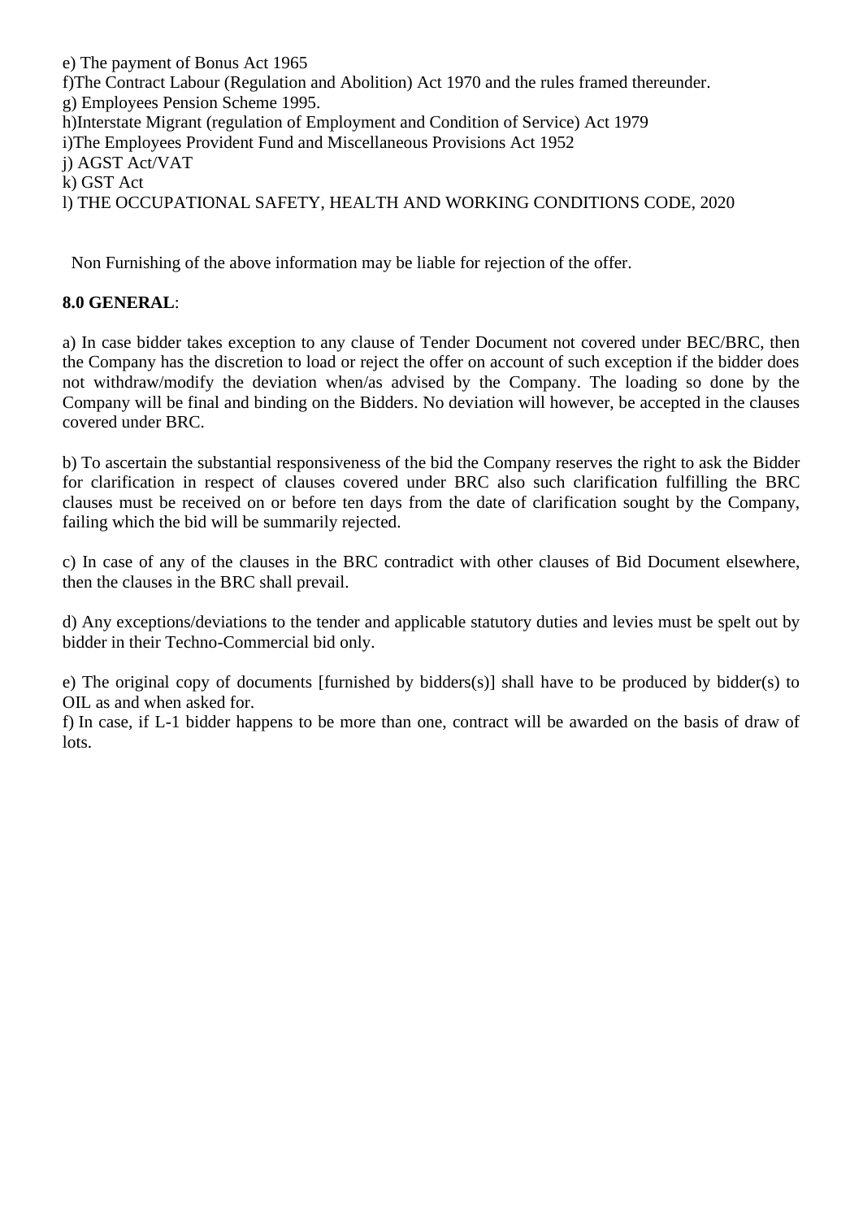e) The payment of Bonus Act 1965

f)The Contract Labour (Regulation and Abolition) Act 1970 and the rules framed thereunder.

g) Employees Pension Scheme 1995.

h)Interstate Migrant (regulation of Employment and Condition of Service) Act 1979

i)The Employees Provident Fund and Miscellaneous Provisions Act 1952

j) AGST Act/VAT

k) GST Act

l) THE OCCUPATIONAL SAFETY, HEALTH AND WORKING CONDITIONS CODE, 2020

Non Furnishing of the above information may be liable for rejection of the offer.

**8.0 GENERAL**:

a) In case bidder takes exception to any clause of Tender Document not covered under BEC/BRC, then the Company has the discretion to load or reject the offer on account of such exception if the bidder does not withdraw/modify the deviation when/as advised by the Company. The loading so done by the Company will be final and binding on the Bidders. No deviation will however, be accepted in the clauses covered under BRC.

b) To ascertain the substantial responsiveness of the bid the Company reserves the right to ask the Bidder for clarification in respect of clauses covered under BRC also such clarification fulfilling the BRC clauses must be received on or before ten days from the date of clarification sought by the Company, failing which the bid will be summarily rejected.

c) In case of any of the clauses in the BRC contradict with other clauses of Bid Document elsewhere, then the clauses in the BRC shall prevail.

d) Any exceptions/deviations to the tender and applicable statutory duties and levies must be spelt out by bidder in their Techno-Commercial bid only.

e) The original copy of documents [furnished by bidders(s)] shall have to be produced by bidder(s) to OIL as and when asked for.

f) In case, if L-1 bidder happens to be more than one, contract will be awarded on the basis of draw of lots.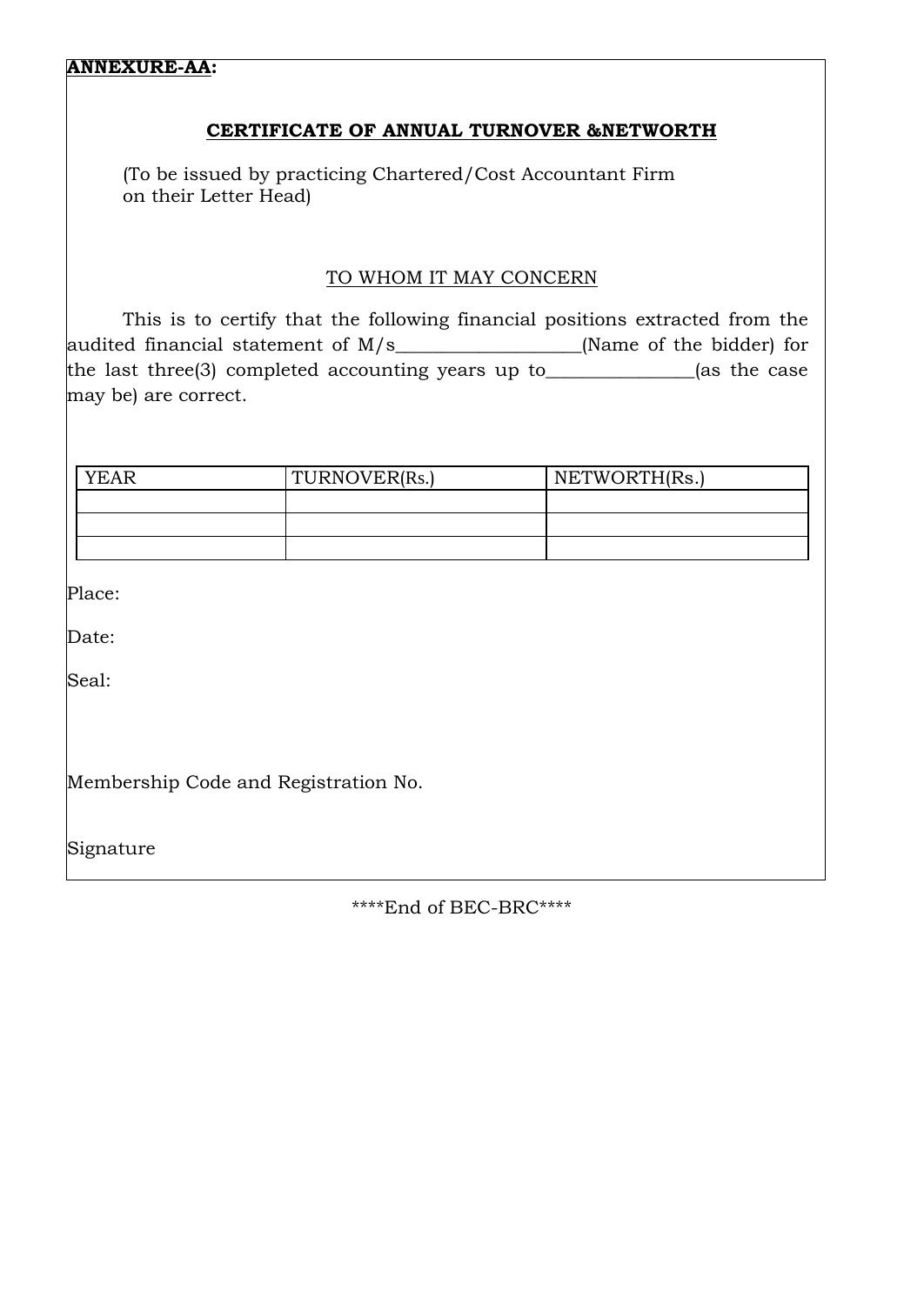**ANNEXURE-AA:**

## CERTIFICATE OF ANNUAL TURNOVER &NETWORTH

(To be issued by practicing Chartered/Cost Accountant Firm on their Letter Head)

TO WHOM IT MAY CONCERN

This is to certify that the following financial positions extracted from the audited financial statement of M/s___________________(Name of the bidder) for the last three(3) completed accounting years up to_______________(as the case may be) are correct.

| YEAR | TURNOVER(Rs.) | NETWORTH(Rs.) |
|---|---|---|
| | | |
| | | |
| | | |

Place:

Date:

Seal:

Membership Code and Registration No.

Signature

****End of BEC-BRC****